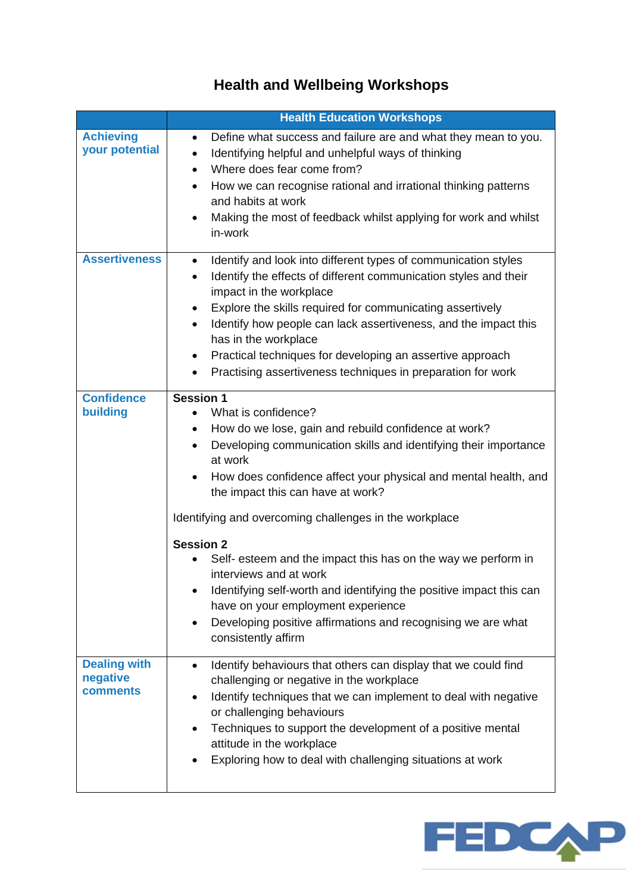# Health and Wellbeing Workshops

| | Health Education Workshops |
|---|---|
| **Achieving your potential** | • Define what success and failure are and what they mean to you.<br>• Identifying helpful and unhelpful ways of thinking<br>• Where does fear come from?<br>• How we can recognise rational and irrational thinking patterns and habits at work<br>• Making the most of feedback whilst applying for work and whilst in-work |
| **Assertiveness** | • Identify and look into different types of communication styles<br>• Identify the effects of different communication styles and their impact in the workplace<br>• Explore the skills required for communicating assertively<br>• Identify how people can lack assertiveness, and the impact this has in the workplace<br>• Practical techniques for developing an assertive approach<br>• Practising assertiveness techniques in preparation for work |
| **Confidence building** | **Session 1**<br>• What is confidence?<br>• How do we lose, gain and rebuild confidence at work?<br>• Developing communication skills and identifying their importance at work<br>• How does confidence affect your physical and mental health, and the impact this can have at work?<br><br>Identifying and overcoming challenges in the workplace<br><br>**Session 2**<br>• Self- esteem and the impact this has on the way we perform in interviews and at work<br>• Identifying self-worth and identifying the positive impact this can have on your employment experience<br>• Developing positive affirmations and recognising we are what consistently affirm |
| **Dealing with negative comments** | • Identify behaviours that others can display that we could find challenging or negative in the workplace<br>• Identify techniques that we can implement to deal with negative or challenging behaviours<br>• Techniques to support the development of a positive mental attitude in the workplace<br>• Exploring how to deal with challenging situations at work |

FEDCAP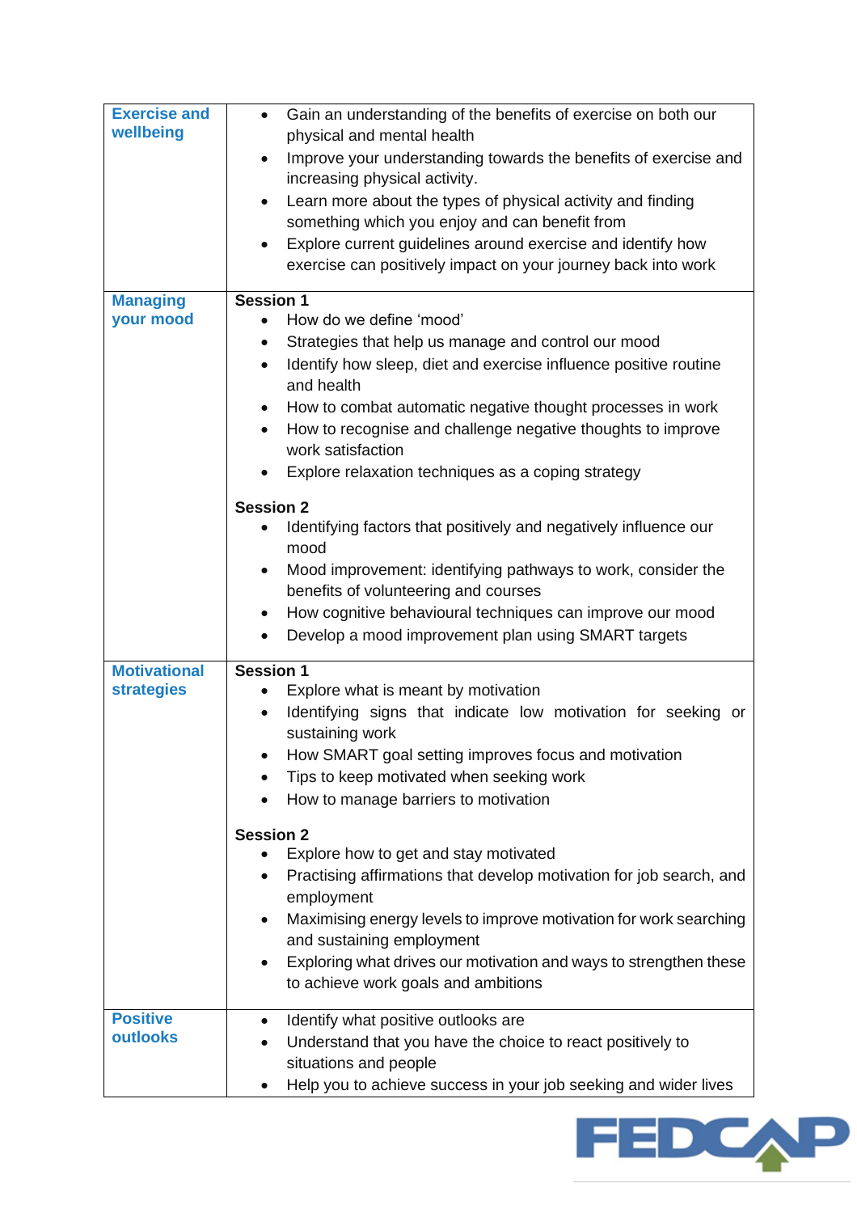| | |
|---|---|
| **Exercise and wellbeing** | • Gain an understanding of the benefits of exercise on both our physical and mental health<br>• Improve your understanding towards the benefits of exercise and increasing physical activity.<br>• Learn more about the types of physical activity and finding something which you enjoy and can benefit from<br>• Explore current guidelines around exercise and identify how exercise can positively impact on your journey back into work |
| **Managing your mood** | **Session 1**<br>• How do we define 'mood'<br>• Strategies that help us manage and control our mood<br>• Identify how sleep, diet and exercise influence positive routine and health<br>• How to combat automatic negative thought processes in work<br>• How to recognise and challenge negative thoughts to improve work satisfaction<br>• Explore relaxation techniques as a coping strategy<br><br>**Session 2**<br>• Identifying factors that positively and negatively influence our mood<br>• Mood improvement: identifying pathways to work, consider the benefits of volunteering and courses<br>• How cognitive behavioural techniques can improve our mood<br>• Develop a mood improvement plan using SMART targets |
| **Motivational strategies** | **Session 1**<br>• Explore what is meant by motivation<br>• Identifying signs that indicate low motivation for seeking or sustaining work<br>• How SMART goal setting improves focus and motivation<br>• Tips to keep motivated when seeking work<br>• How to manage barriers to motivation<br><br>**Session 2**<br>• Explore how to get and stay motivated<br>• Practising affirmations that develop motivation for job search, and employment<br>• Maximising energy levels to improve motivation for work searching and sustaining employment<br>• Exploring what drives our motivation and ways to strengthen these to achieve work goals and ambitions |
| **Positive outlooks** | • Identify what positive outlooks are<br>• Understand that you have the choice to react positively to situations and people<br>• Help you to achieve success in your job seeking and wider lives |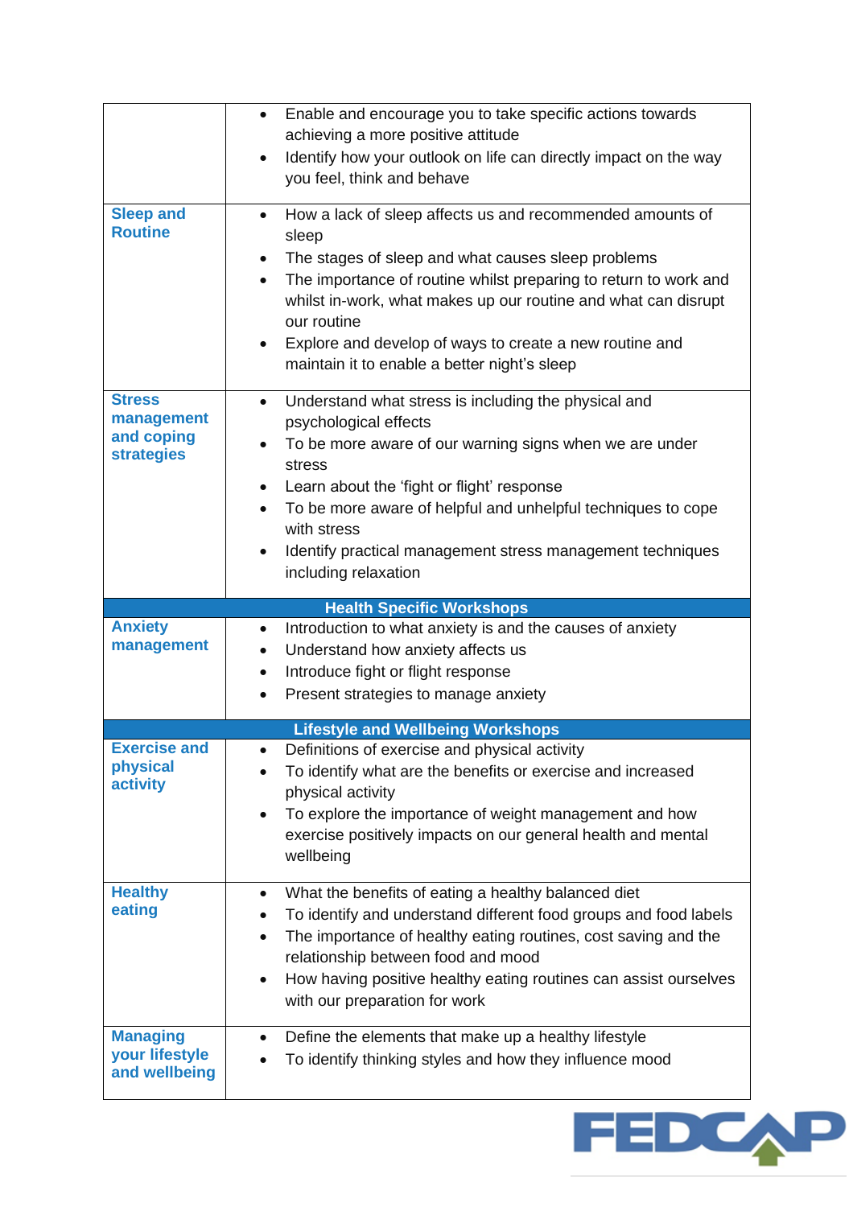| | |
|---|---|
| | • Enable and encourage you to take specific actions towards achieving a more positive attitude<br>• Identify how your outlook on life can directly impact on the way you feel, think and behave |
| **Sleep and Routine** | • How a lack of sleep affects us and recommended amounts of sleep<br>• The stages of sleep and what causes sleep problems<br>• The importance of routine whilst preparing to return to work and whilst in-work, what makes up our routine and what can disrupt our routine<br>• Explore and develop of ways to create a new routine and maintain it to enable a better night's sleep |
| **Stress management and coping strategies** | • Understand what stress is including the physical and psychological effects<br>• To be more aware of our warning signs when we are under stress<br>• Learn about the 'fight or flight' response<br>• To be more aware of helpful and unhelpful techniques to cope with stress<br>• Identify practical management stress management techniques including relaxation |
| **Health Specific Workshops** | |
| **Anxiety management** | • Introduction to what anxiety is and the causes of anxiety<br>• Understand how anxiety affects us<br>• Introduce fight or flight response<br>• Present strategies to manage anxiety |
| **Lifestyle and Wellbeing Workshops** | |
| **Exercise and physical activity** | • Definitions of exercise and physical activity<br>• To identify what are the benefits or exercise and increased physical activity<br>• To explore the importance of weight management and how exercise positively impacts on our general health and mental wellbeing |
| **Healthy eating** | • What the benefits of eating a healthy balanced diet<br>• To identify and understand different food groups and food labels<br>• The importance of healthy eating routines, cost saving and the relationship between food and mood<br>• How having positive healthy eating routines can assist ourselves with our preparation for work |
| **Managing your lifestyle and wellbeing** | • Define the elements that make up a healthy lifestyle<br>• To identify thinking styles and how they influence mood |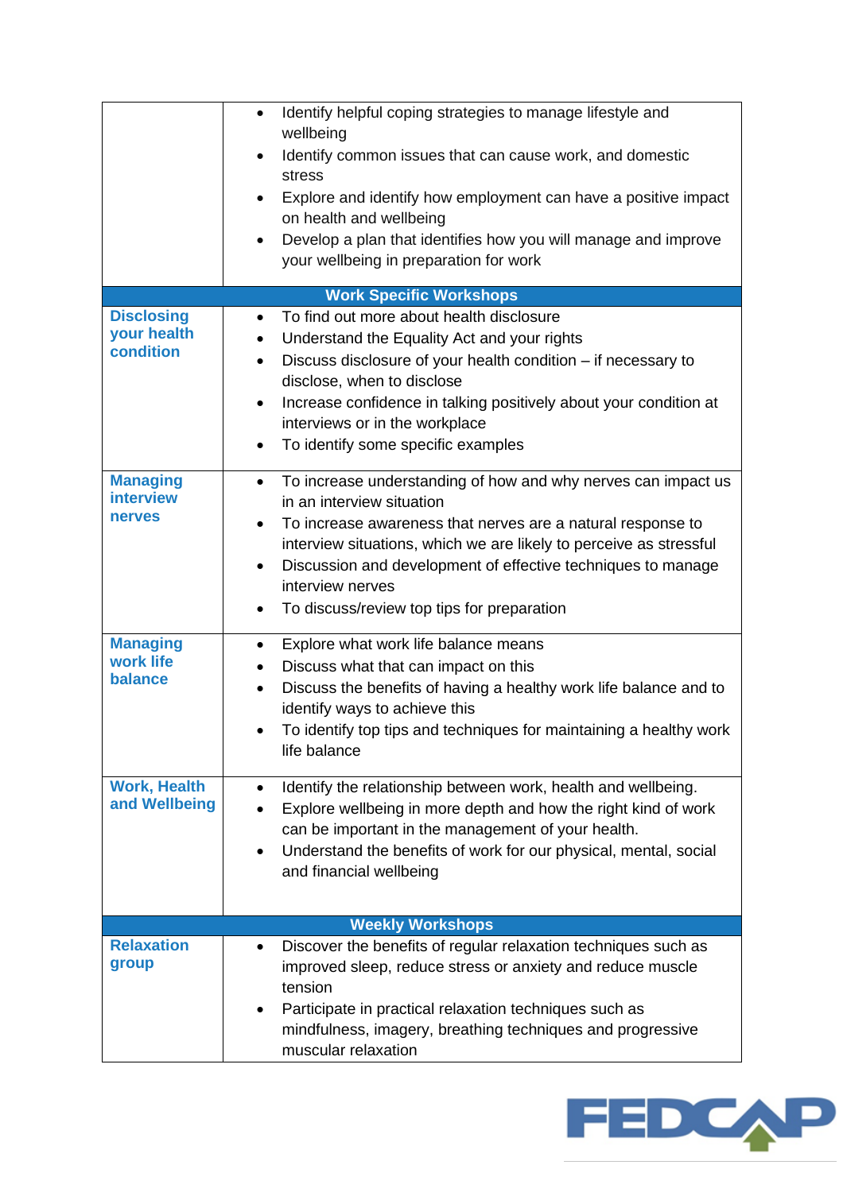| | |
|---|---|
| | • Identify helpful coping strategies to manage lifestyle and wellbeing<br>• Identify common issues that can cause work, and domestic stress<br>• Explore and identify how employment can have a positive impact on health and wellbeing<br>• Develop a plan that identifies how you will manage and improve your wellbeing in preparation for work |
| **Work Specific Workshops** | |
| **Disclosing your health condition** | • To find out more about health disclosure<br>• Understand the Equality Act and your rights<br>• Discuss disclosure of your health condition – if necessary to disclose, when to disclose<br>• Increase confidence in talking positively about your condition at interviews or in the workplace<br>• To identify some specific examples |
| **Managing interview nerves** | • To increase understanding of how and why nerves can impact us in an interview situation<br>• To increase awareness that nerves are a natural response to interview situations, which we are likely to perceive as stressful<br>• Discussion and development of effective techniques to manage interview nerves<br>• To discuss/review top tips for preparation |
| **Managing work life balance** | • Explore what work life balance means<br>• Discuss what that can impact on this<br>• Discuss the benefits of having a healthy work life balance and to identify ways to achieve this<br>• To identify top tips and techniques for maintaining a healthy work life balance |
| **Work, Health and Wellbeing** | • Identify the relationship between work, health and wellbeing.<br>• Explore wellbeing in more depth and how the right kind of work can be important in the management of your health.<br>• Understand the benefits of work for our physical, mental, social and financial wellbeing |
| **Weekly Workshops** | |
| **Relaxation group** | • Discover the benefits of regular relaxation techniques such as improved sleep, reduce stress or anxiety and reduce muscle tension<br>• Participate in practical relaxation techniques such as mindfulness, imagery, breathing techniques and progressive muscular relaxation |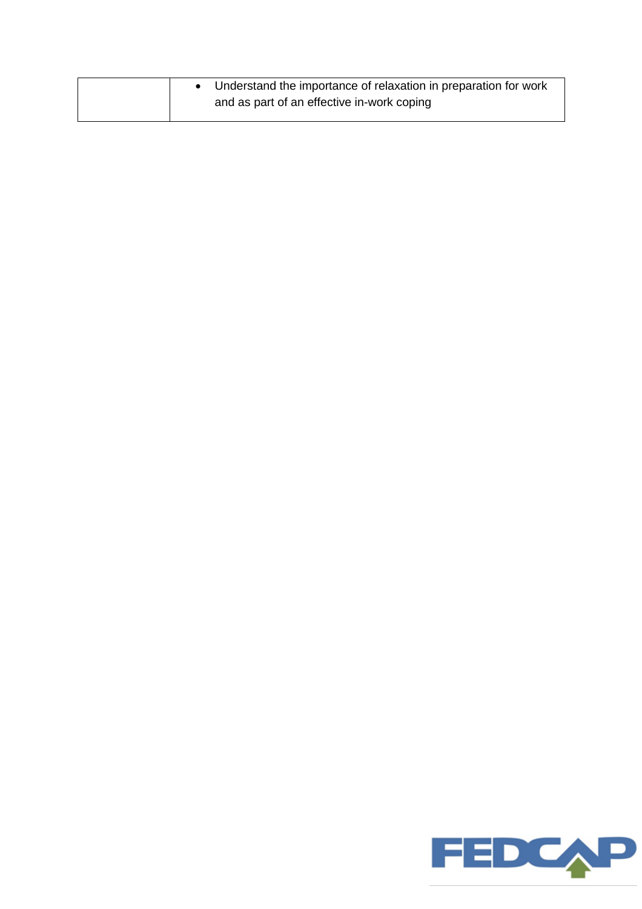| | |
|---|---|
| | • Understand the importance of relaxation in preparation for work and as part of an effective in-work coping |